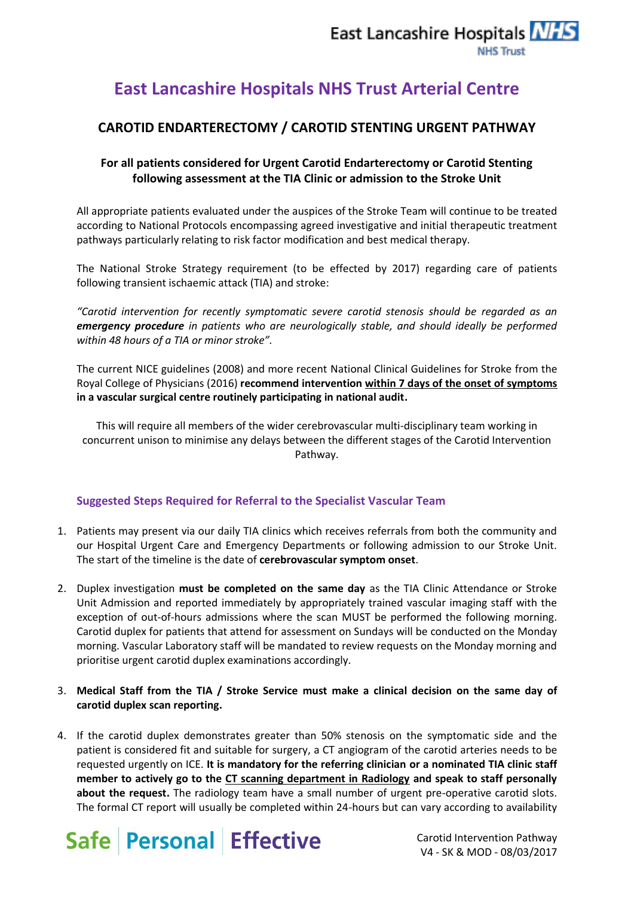# East Lancashire Hospitals NHS Trust Arterial Centre

## CAROTID ENDARTERECTOMY / CAROTID STENTING URGENT PATHWAY

### For all patients considered for Urgent Carotid Endarterectomy or Carotid Stenting following assessment at the TIA Clinic or admission to the Stroke Unit

All appropriate patients evaluated under the auspices of the Stroke Team will continue to be treated according to National Protocols encompassing agreed investigative and initial therapeutic treatment pathways particularly relating to risk factor modification and best medical therapy.

The National Stroke Strategy requirement (to be effected by 2017) regarding care of patients following transient ischaemic attack (TIA) and stroke:

*"Carotid intervention for recently symptomatic severe carotid stenosis should be regarded as an **emergency procedure** in patients who are neurologically stable, and should ideally be performed within 48 hours of a TIA or minor stroke".*

The current NICE guidelines (2008) and more recent National Clinical Guidelines for Stroke from the Royal College of Physicians (2016) **recommend intervention <u>within 7 days of the onset of symptoms</u> in a vascular surgical centre routinely participating in national audit.**

This will require all members of the wider cerebrovascular multi-disciplinary team working in concurrent unison to minimise any delays between the different stages of the Carotid Intervention Pathway.

### Suggested Steps Required for Referral to the Specialist Vascular Team

1. Patients may present via our daily TIA clinics which receives referrals from both the community and our Hospital Urgent Care and Emergency Departments or following admission to our Stroke Unit. The start of the timeline is the date of **cerebrovascular symptom onset**.

2. Duplex investigation **must be completed on the same day** as the TIA Clinic Attendance or Stroke Unit Admission and reported immediately by appropriately trained vascular imaging staff with the exception of out-of-hours admissions where the scan MUST be performed the following morning. Carotid duplex for patients that attend for assessment on Sundays will be conducted on the Monday morning. Vascular Laboratory staff will be mandated to review requests on the Monday morning and prioritise urgent carotid duplex examinations accordingly.

3. **Medical Staff from the TIA / Stroke Service must make a clinical decision on the same day of carotid duplex scan reporting.**

4. If the carotid duplex demonstrates greater than 50% stenosis on the symptomatic side and the patient is considered fit and suitable for surgery, a CT angiogram of the carotid arteries needs to be requested urgently on ICE. **It is mandatory for the referring clinician or a nominated TIA clinic staff member to actively go to the <u>CT scanning department in Radiology</u> and speak to staff personally about the request.** The radiology team have a small number of urgent pre-operative carotid slots. The formal CT report will usually be completed within 24-hours but can vary according to availability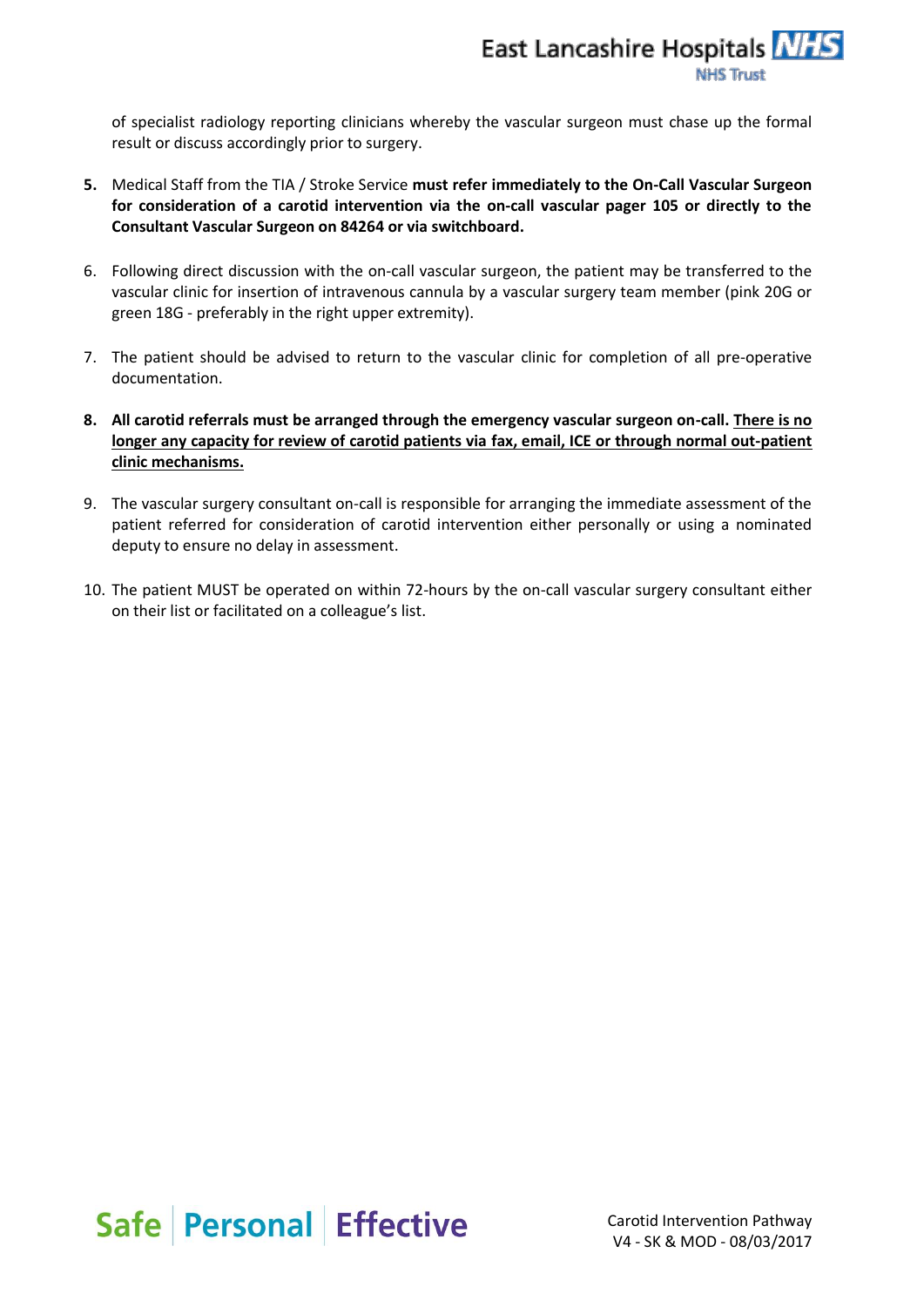of specialist radiology reporting clinicians whereby the vascular surgeon must chase up the formal result or discuss accordingly prior to surgery.

5. Medical Staff from the TIA / Stroke Service **must refer immediately to the On-Call Vascular Surgeon for consideration of a carotid intervention via the on-call vascular pager 105 or directly to the Consultant Vascular Surgeon on 84264 or via switchboard.**

6. Following direct discussion with the on-call vascular surgeon, the patient may be transferred to the vascular clinic for insertion of intravenous cannula by a vascular surgery team member (pink 20G or green 18G - preferably in the right upper extremity).

7. The patient should be advised to return to the vascular clinic for completion of all pre-operative documentation.

8. **All carotid referrals must be arranged through the emergency vascular surgeon on-call. <u>There is no longer any capacity for review of carotid patients via fax, email, ICE or through normal out-patient clinic mechanisms.</u>**

9. The vascular surgery consultant on-call is responsible for arranging the immediate assessment of the patient referred for consideration of carotid intervention either personally or using a nominated deputy to ensure no delay in assessment.

10. The patient MUST be operated on within 72-hours by the on-call vascular surgery consultant either on their list or facilitated on a colleague's list.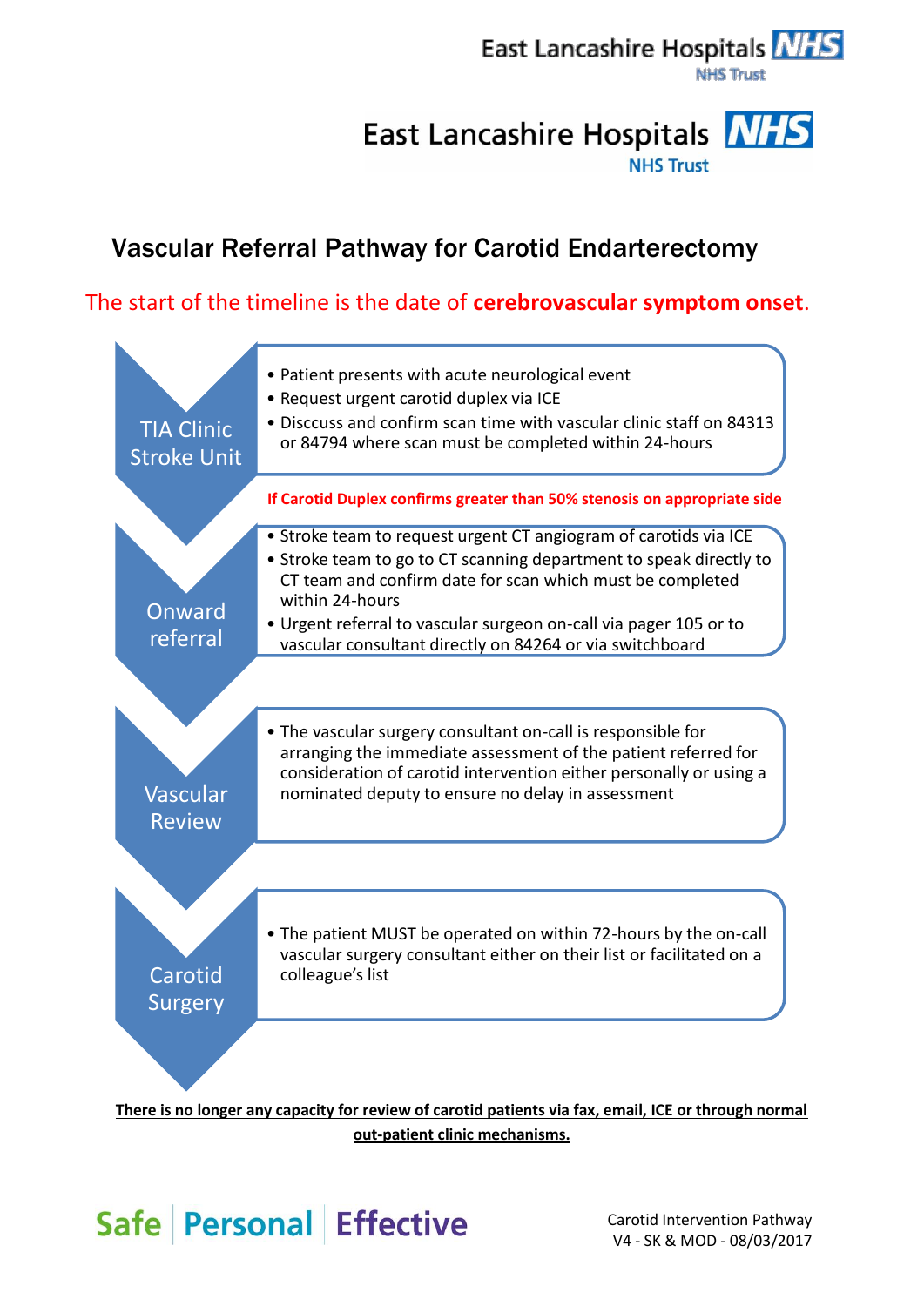# Vascular Referral Pathway for Carotid Endarterectomy

The start of the timeline is the date of **cerebrovascular symptom onset**.

## TIA Clinic Stroke Unit

- Patient presents with acute neurological event
- Request urgent carotid duplex via ICE
- Disccuss and confirm scan time with vascular clinic staff on 84313 or 84794 where scan must be completed within 24-hours

**If Carotid Duplex confirms greater than 50% stenosis on appropriate side**

## Onward referral

- Stroke team to request urgent CT angiogram of carotids via ICE
- Stroke team to go to CT scanning department to speak directly to CT team and confirm date for scan which must be completed within 24-hours
- Urgent referral to vascular surgeon on-call via pager 105 or to vascular consultant directly on 84264 or via switchboard

## Vascular Review

- The vascular surgery consultant on-call is responsible for arranging the immediate assessment of the patient referred for consideration of carotid intervention either personally or using a nominated deputy to ensure no delay in assessment

## Carotid Surgery

- The patient MUST be operated on within 72-hours by the on-call vascular surgery consultant either on their list or facilitated on a colleague's list

**There is no longer any capacity for review of carotid patients via fax, email, ICE or through normal out-patient clinic mechanisms.**

Safe | Personal | Effective

Carotid Intervention Pathway
V4 - SK & MOD - 08/03/2017